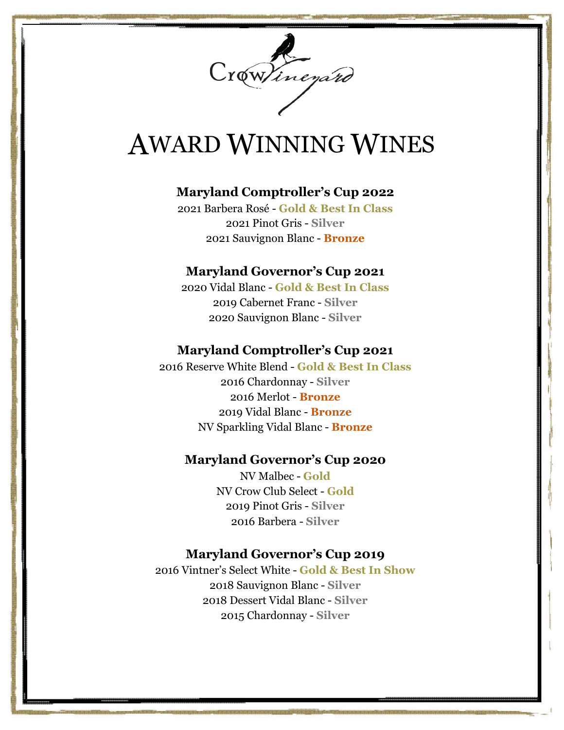Crow Vineyard

# Award Winning Wines

### Maryland Comptroller's Cup 2022

2021 Barbera Rosé - **Gold & Best In Class**
2021 Pinot Gris - **Silver**
2021 Sauvignon Blanc - **Bronze**

### Maryland Governor's Cup 2021

2020 Vidal Blanc - **Gold & Best In Class**
2019 Cabernet Franc - **Silver**
2020 Sauvignon Blanc - **Silver**

### Maryland Comptroller's Cup 2021

2016 Reserve White Blend - **Gold & Best In Class**
2016 Chardonnay - **Silver**
2016 Merlot - **Bronze**
2019 Vidal Blanc - **Bronze**
NV Sparkling Vidal Blanc - **Bronze**

### Maryland Governor's Cup 2020

NV Malbec - **Gold**
NV Crow Club Select - **Gold**
2019 Pinot Gris - **Silver**
2016 Barbera - **Silver**

### Maryland Governor's Cup 2019

2016 Vintner's Select White - **Gold & Best In Show**
2018 Sauvignon Blanc - **Silver**
2018 Dessert Vidal Blanc - **Silver**
2015 Chardonnay - **Silver**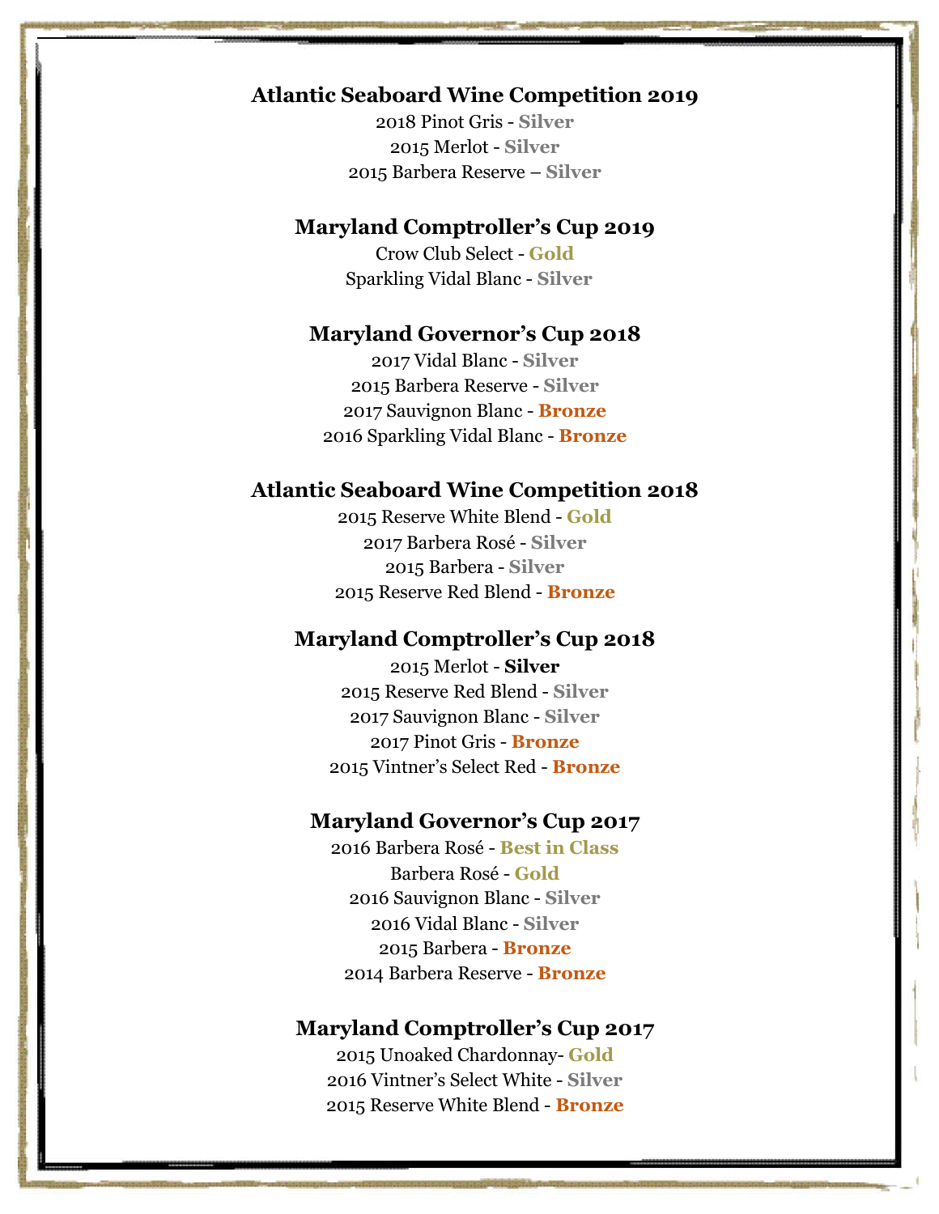**Atlantic Seaboard Wine Competition 2019**

2018 Pinot Gris - **Silver**
2015 Merlot - **Silver**
2015 Barbera Reserve – **Silver**

**Maryland Comptroller's Cup 2019**

Crow Club Select - **Gold**
Sparkling Vidal Blanc - **Silver**

**Maryland Governor's Cup 2018**

2017 Vidal Blanc - **Silver**
2015 Barbera Reserve - **Silver**
2017 Sauvignon Blanc - **Bronze**
2016 Sparkling Vidal Blanc - **Bronze**

**Atlantic Seaboard Wine Competition 2018**

2015 Reserve White Blend - **Gold**
2017 Barbera Rosé - **Silver**
2015 Barbera - **Silver**
2015 Reserve Red Blend - **Bronze**

**Maryland Comptroller's Cup 2018**

2015 Merlot - **Silver**
2015 Reserve Red Blend - **Silver**
2017 Sauvignon Blanc - **Silver**
2017 Pinot Gris - **Bronze**
2015 Vintner's Select Red - **Bronze**

**Maryland Governor's Cup 2017**

2016 Barbera Rosé - **Best in Class**
Barbera Rosé - **Gold**
2016 Sauvignon Blanc - **Silver**
2016 Vidal Blanc - **Silver**
2015 Barbera - **Bronze**
2014 Barbera Reserve - **Bronze**

**Maryland Comptroller's Cup 2017**

2015 Unoaked Chardonnay- **Gold**
2016 Vintner's Select White - **Silver**
2015 Reserve White Blend - **Bronze**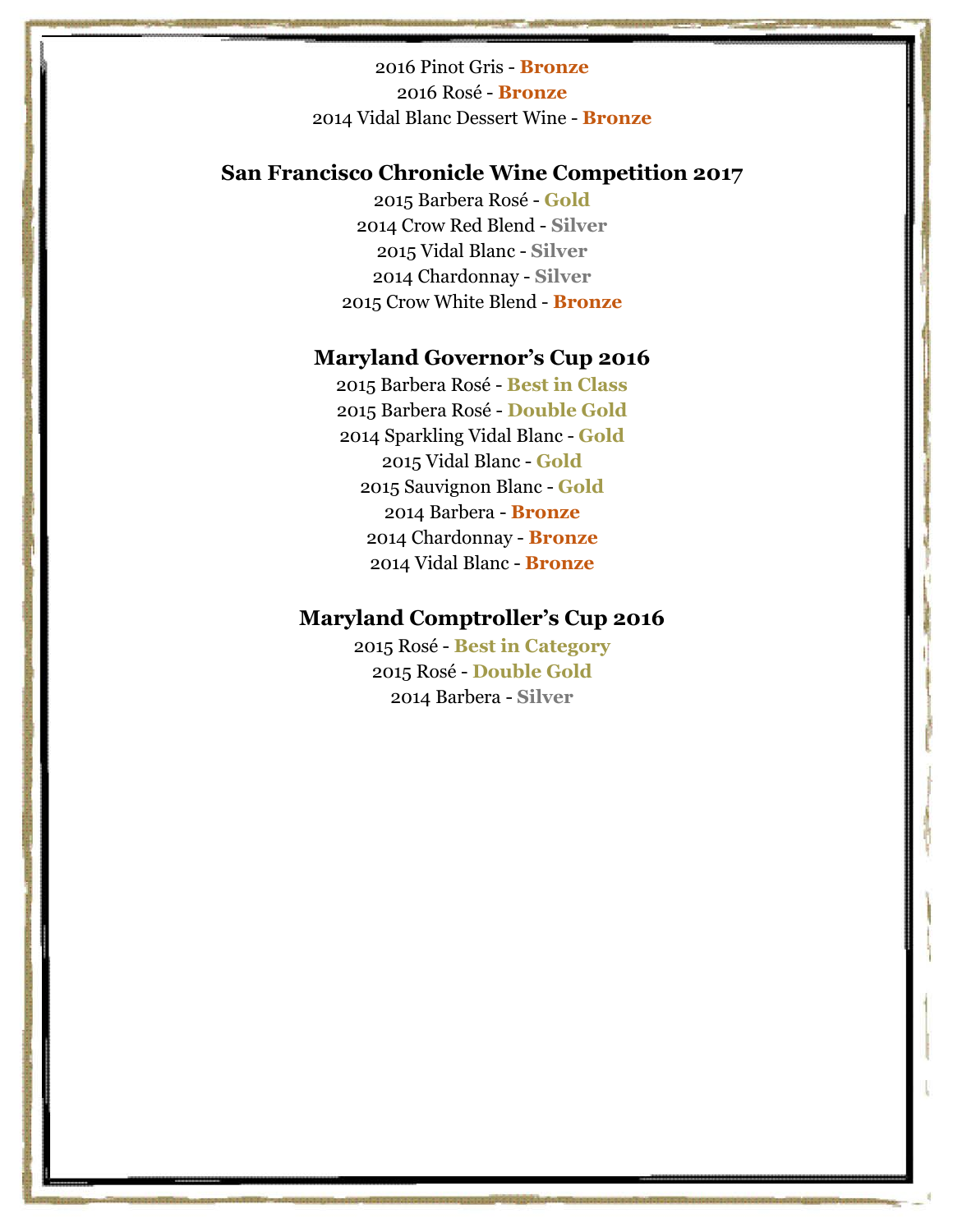2016 Pinot Gris - **Bronze**
2016 Rosé - **Bronze**
2014 Vidal Blanc Dessert Wine - **Bronze**

## San Francisco Chronicle Wine Competition 2017

2015 Barbera Rosé - **Gold**
2014 Crow Red Blend - **Silver**
2015 Vidal Blanc - **Silver**
2014 Chardonnay - **Silver**
2015 Crow White Blend - **Bronze**

## Maryland Governor's Cup 2016

2015 Barbera Rosé - **Best in Class**
2015 Barbera Rosé - **Double Gold**
2014 Sparkling Vidal Blanc - **Gold**
2015 Vidal Blanc - **Gold**
2015 Sauvignon Blanc - **Gold**
2014 Barbera - **Bronze**
2014 Chardonnay - **Bronze**
2014 Vidal Blanc - **Bronze**

## Maryland Comptroller's Cup 2016

2015 Rosé - **Best in Category**
2015 Rosé - **Double Gold**
2014 Barbera - **Silver**